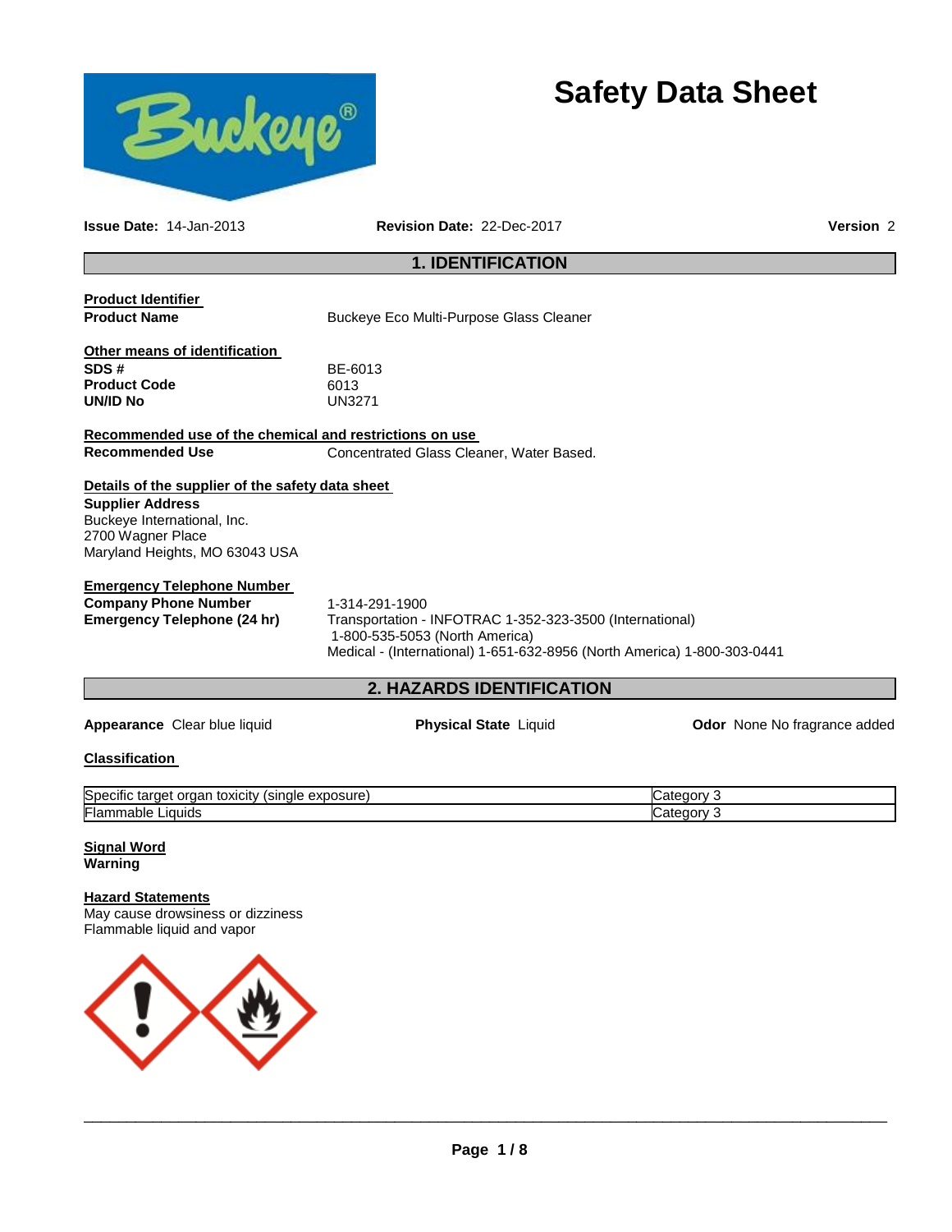# Safety Data Sheet

**Issue Date:** 14-Jan-2013 **Revision Date:** 22-Dec-2017 **Version** 2

## 1. IDENTIFICATION

**Product Identifier**

**Product Name** Buckeye Eco Multi-Purpose Glass Cleaner

**Other means of identification**

**SDS #** BE-6013
**Product Code** 6013
**UN/ID No** UN3271

**Recommended use of the chemical and restrictions on use**

**Recommended Use** Concentrated Glass Cleaner, Water Based.

**Details of the supplier of the safety data sheet**

**Supplier Address**
Buckeye International, Inc.
2700 Wagner Place
Maryland Heights, MO 63043 USA

**Emergency Telephone Number**

**Company Phone Number** 1-314-291-1900
**Emergency Telephone (24 hr)** Transportation - INFOTRAC 1-352-323-3500 (International)
1-800-535-5053 (North America)
Medical - (International) 1-651-632-8956 (North America) 1-800-303-0441

## 2. HAZARDS IDENTIFICATION

**Appearance** Clear blue liquid **Physical State** Liquid **Odor** None No fragrance added

**Classification**

| | |
|---|---|
| Specific target organ toxicity (single exposure) | Category 3 |
| Flammable Liquids | Category 3 |

**Signal Word**
**Warning**

**Hazard Statements**
May cause drowsiness or dizziness
Flammable liquid and vapor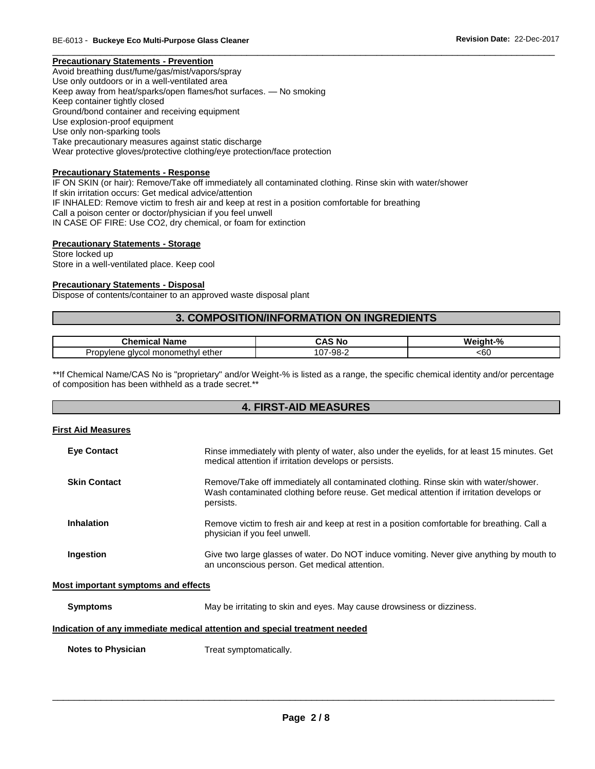**Precautionary Statements - Prevention**

Avoid breathing dust/fume/gas/mist/vapors/spray
Use only outdoors or in a well-ventilated area
Keep away from heat/sparks/open flames/hot surfaces. — No smoking
Keep container tightly closed
Ground/bond container and receiving equipment
Use explosion-proof equipment
Use only non-sparking tools
Take precautionary measures against static discharge
Wear protective gloves/protective clothing/eye protection/face protection

**Precautionary Statements - Response**

IF ON SKIN (or hair): Remove/Take off immediately all contaminated clothing. Rinse skin with water/shower
If skin irritation occurs: Get medical advice/attention
IF INHALED: Remove victim to fresh air and keep at rest in a position comfortable for breathing
Call a poison center or doctor/physician if you feel unwell
IN CASE OF FIRE: Use CO2, dry chemical, or foam for extinction

**Precautionary Statements - Storage**

Store locked up
Store in a well-ventilated place. Keep cool

**Precautionary Statements - Disposal**

Dispose of contents/container to an approved waste disposal plant

## 3. COMPOSITION/INFORMATION ON INGREDIENTS

| Chemical Name | CAS No | Weight-% |
|---|---|---|
| Propylene glycol monomethyl ether | 107-98-2 | <60 |

**If Chemical Name/CAS No is "proprietary" and/or Weight-% is listed as a range, the specific chemical identity and/or percentage of composition has been withheld as a trade secret.**

## 4. FIRST-AID MEASURES

**First Aid Measures**

**Eye Contact** Rinse immediately with plenty of water, also under the eyelids, for at least 15 minutes. Get medical attention if irritation develops or persists.

**Skin Contact** Remove/Take off immediately all contaminated clothing. Rinse skin with water/shower. Wash contaminated clothing before reuse. Get medical attention if irritation develops or persists.

**Inhalation** Remove victim to fresh air and keep at rest in a position comfortable for breathing. Call a physician if you feel unwell.

**Ingestion** Give two large glasses of water. Do NOT induce vomiting. Never give anything by mouth to an unconscious person. Get medical attention.

**Most important symptoms and effects**

**Symptoms** May be irritating to skin and eyes. May cause drowsiness or dizziness.

**Indication of any immediate medical attention and special treatment needed**

**Notes to Physician** Treat symptomatically.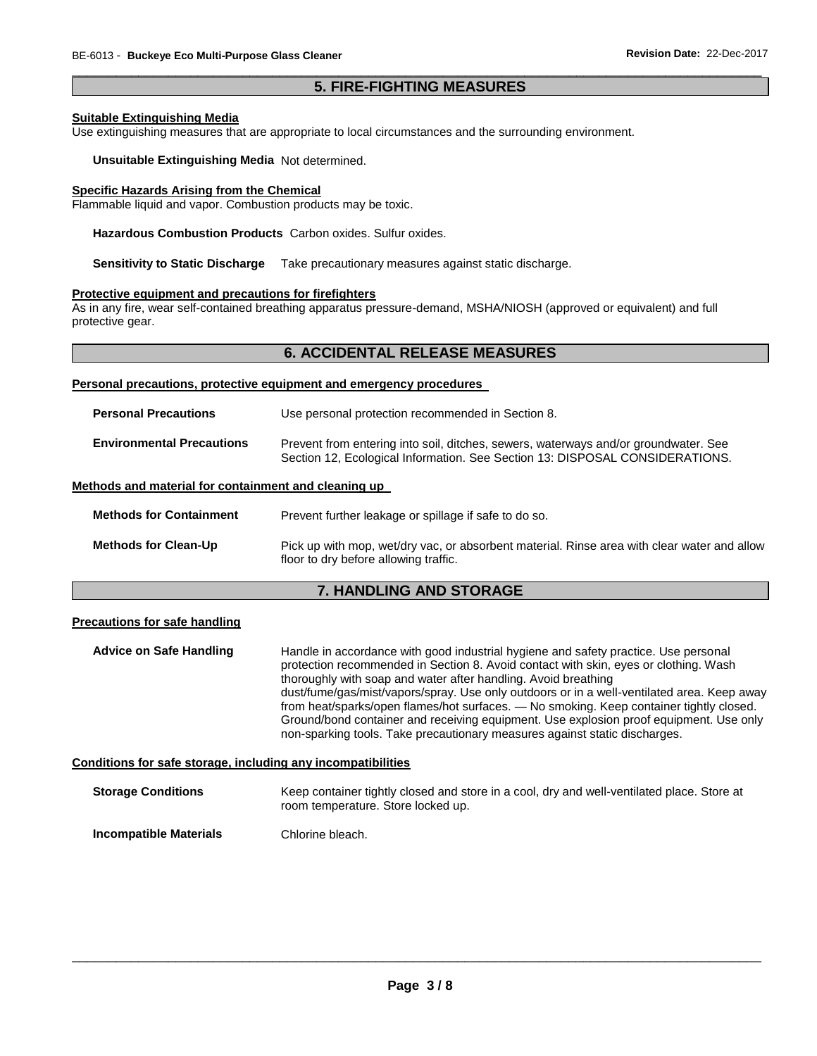## 5. FIRE-FIGHTING MEASURES

### Suitable Extinguishing Media

Use extinguishing measures that are appropriate to local circumstances and the surrounding environment.

**Unsuitable Extinguishing Media** Not determined.

### Specific Hazards Arising from the Chemical

Flammable liquid and vapor. Combustion products may be toxic.

**Hazardous Combustion Products** Carbon oxides. Sulfur oxides.

**Sensitivity to Static Discharge** Take precautionary measures against static discharge.

### Protective equipment and precautions for firefighters

As in any fire, wear self-contained breathing apparatus pressure-demand, MSHA/NIOSH (approved or equivalent) and full protective gear.

## 6. ACCIDENTAL RELEASE MEASURES

### Personal precautions, protective equipment and emergency procedures

**Personal Precautions** Use personal protection recommended in Section 8.

**Environmental Precautions** Prevent from entering into soil, ditches, sewers, waterways and/or groundwater. See Section 12, Ecological Information. See Section 13: DISPOSAL CONSIDERATIONS.

### Methods and material for containment and cleaning up

**Methods for Containment** Prevent further leakage or spillage if safe to do so.

**Methods for Clean-Up** Pick up with mop, wet/dry vac, or absorbent material. Rinse area with clear water and allow floor to dry before allowing traffic.

## 7. HANDLING AND STORAGE

### Precautions for safe handling

**Advice on Safe Handling** Handle in accordance with good industrial hygiene and safety practice. Use personal protection recommended in Section 8. Avoid contact with skin, eyes or clothing. Wash thoroughly with soap and water after handling. Avoid breathing dust/fume/gas/mist/vapors/spray. Use only outdoors or in a well-ventilated area. Keep away from heat/sparks/open flames/hot surfaces. — No smoking. Keep container tightly closed. Ground/bond container and receiving equipment. Use explosion proof equipment. Use only non-sparking tools. Take precautionary measures against static discharges.

### Conditions for safe storage, including any incompatibilities

**Storage Conditions** Keep container tightly closed and store in a cool, dry and well-ventilated place. Store at room temperature. Store locked up.

**Incompatible Materials** Chlorine bleach.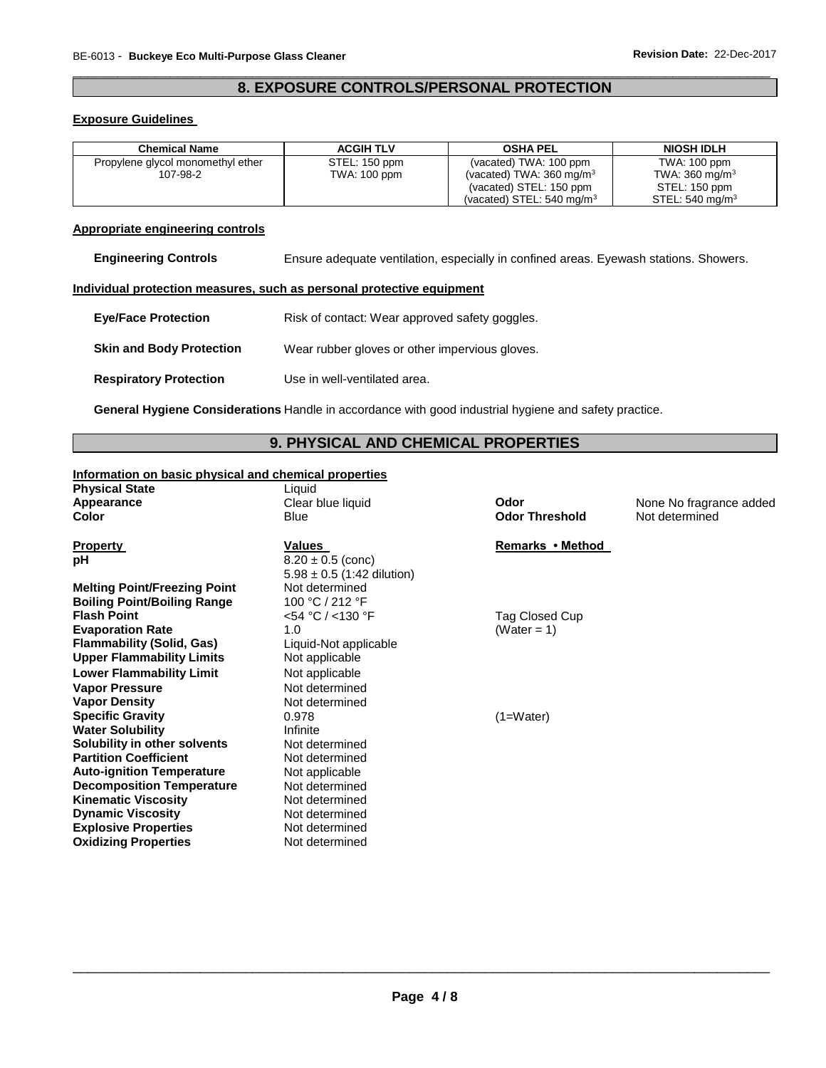## 8. EXPOSURE CONTROLS/PERSONAL PROTECTION

**Exposure Guidelines**

| Chemical Name | ACGIH TLV | OSHA PEL | NIOSH IDLH |
|---|---|---|---|
| Propylene glycol monomethyl ether 107-98-2 | STEL: 150 ppm TWA: 100 ppm | (vacated) TWA: 100 ppm (vacated) TWA: 360 mg/m$^3$ (vacated) STEL: 150 ppm (vacated) STEL: 540 mg/m$^3$ | TWA: 100 ppm TWA: 360 mg/m$^3$ STEL: 150 ppm STEL: 540 mg/m$^3$ |

**Appropriate engineering controls**

**Engineering Controls** Ensure adequate ventilation, especially in confined areas. Eyewash stations. Showers.

**Individual protection measures, such as personal protective equipment**

**Eye/Face Protection** Risk of contact: Wear approved safety goggles.

**Skin and Body Protection** Wear rubber gloves or other impervious gloves.

**Respiratory Protection** Use in well-ventilated area.

**General Hygiene Considerations** Handle in accordance with good industrial hygiene and safety practice.

## 9. PHYSICAL AND CHEMICAL PROPERTIES

**Information on basic physical and chemical properties**

**Physical State** Liquid
**Appearance** Clear blue liquid
**Color** Blue
**Odor** None No fragrance added
**Odor Threshold** Not determined

| Property | Values | Remarks • Method |
|---|---|---|
| **pH** | 8.20 ± 0.5 (conc) 5.98 ± 0.5 (1:42 dilution) | |
| **Melting Point/Freezing Point** | Not determined | |
| **Boiling Point/Boiling Range** | 100 °C / 212 °F | |
| **Flash Point** | <54 °C / <130 °F | Tag Closed Cup |
| **Evaporation Rate** | 1.0 | (Water = 1) |
| **Flammability (Solid, Gas)** | Liquid-Not applicable | |
| **Upper Flammability Limits** | Not applicable | |
| **Lower Flammability Limit** | Not applicable | |
| **Vapor Pressure** | Not determined | |
| **Vapor Density** | Not determined | |
| **Specific Gravity** | 0.978 | (1=Water) |
| **Water Solubility** | Infinite | |
| **Solubility in other solvents** | Not determined | |
| **Partition Coefficient** | Not determined | |
| **Auto-ignition Temperature** | Not applicable | |
| **Decomposition Temperature** | Not determined | |
| **Kinematic Viscosity** | Not determined | |
| **Dynamic Viscosity** | Not determined | |
| **Explosive Properties** | Not determined | |
| **Oxidizing Properties** | Not determined | |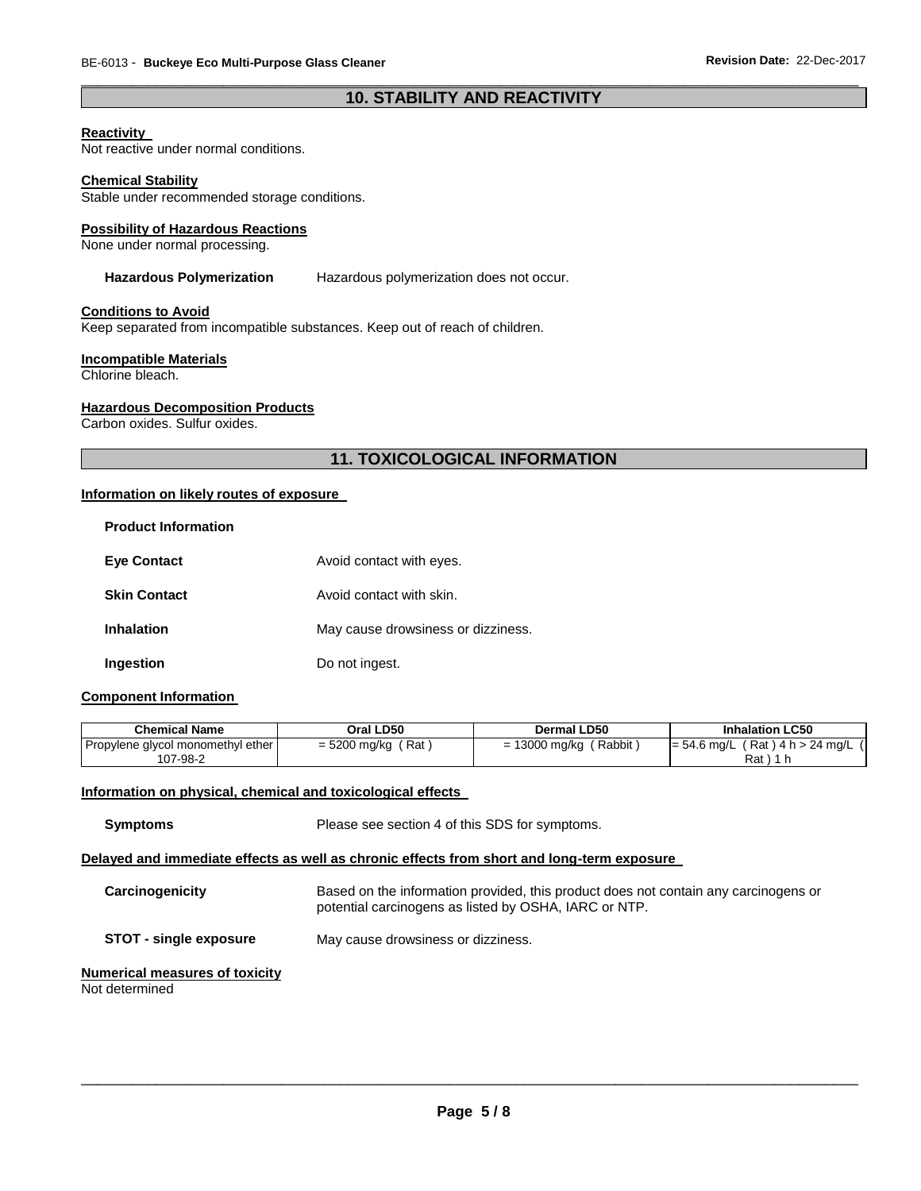## 10. STABILITY AND REACTIVITY

**Reactivity**
Not reactive under normal conditions.

**Chemical Stability**
Stable under recommended storage conditions.

**Possibility of Hazardous Reactions**
None under normal processing.

**Hazardous Polymerization** Hazardous polymerization does not occur.

**Conditions to Avoid**
Keep separated from incompatible substances. Keep out of reach of children.

**Incompatible Materials**
Chlorine bleach.

**Hazardous Decomposition Products**
Carbon oxides. Sulfur oxides.

## 11. TOXICOLOGICAL INFORMATION

**Information on likely routes of exposure**

**Product Information**

**Eye Contact** Avoid contact with eyes.

**Skin Contact** Avoid contact with skin.

**Inhalation** May cause drowsiness or dizziness.

**Ingestion** Do not ingest.

**Component Information**

| Chemical Name | Oral LD50 | Dermal LD50 | Inhalation LC50 |
|---|---|---|---|
| Propylene glycol monomethyl ether 107-98-2 | = 5200 mg/kg ( Rat ) | = 13000 mg/kg ( Rabbit ) | = 54.6 mg/L ( Rat ) 4 h > 24 mg/L ( Rat ) 1 h |

**Information on physical, chemical and toxicological effects**

**Symptoms** Please see section 4 of this SDS for symptoms.

**Delayed and immediate effects as well as chronic effects from short and long-term exposure**

**Carcinogenicity** Based on the information provided, this product does not contain any carcinogens or potential carcinogens as listed by OSHA, IARC or NTP.

**STOT - single exposure** May cause drowsiness or dizziness.

**Numerical measures of toxicity**
Not determined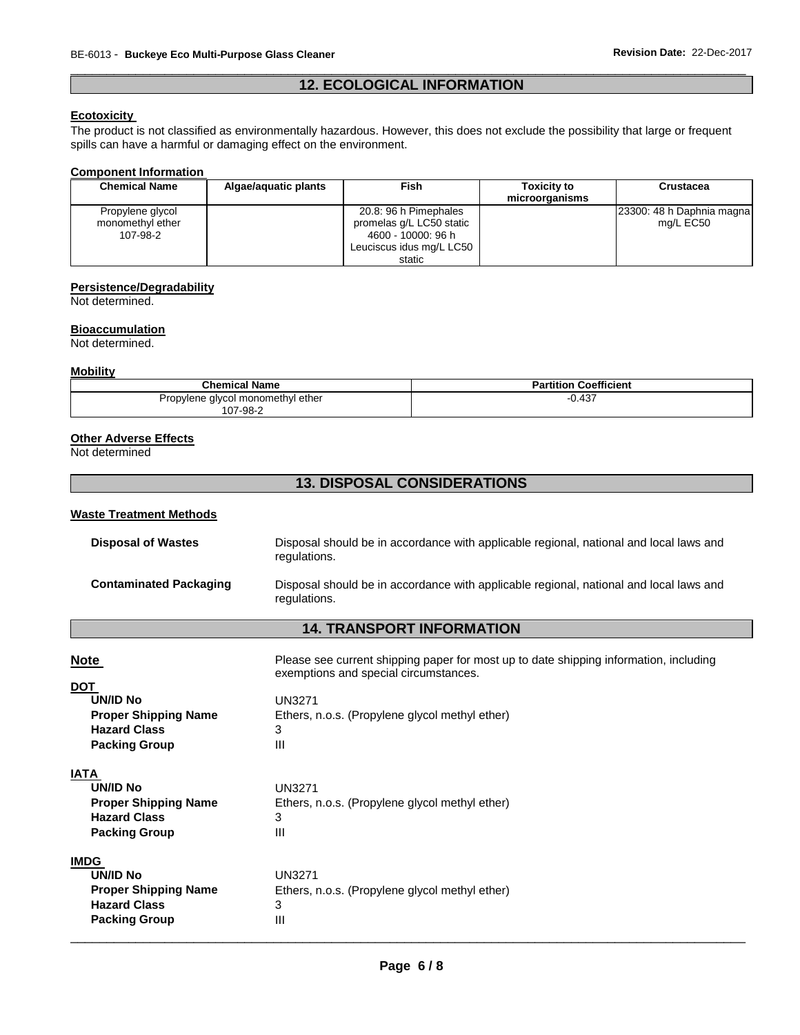## 12. ECOLOGICAL INFORMATION

**Ecotoxicity**

The product is not classified as environmentally hazardous. However, this does not exclude the possibility that large or frequent spills can have a harmful or damaging effect on the environment.

**Component Information**

| Chemical Name | Algae/aquatic plants | Fish | Toxicity to microorganisms | Crustacea |
|---|---|---|---|---|
| Propylene glycol monomethyl ether 107-98-2 | | 20.8: 96 h Pimephales promelas g/L LC50 static 4600 - 10000: 96 h Leuciscus idus mg/L LC50 static | | 23300: 48 h Daphnia magna mg/L EC50 |

**Persistence/Degradability**

Not determined.

**Bioaccumulation**

Not determined.

**Mobility**

| Chemical Name | Partition Coefficient |
|---|---|
| Propylene glycol monomethyl ether 107-98-2 | -0.437 |

**Other Adverse Effects**

Not determined

## 13. DISPOSAL CONSIDERATIONS

**Waste Treatment Methods**

**Disposal of Wastes** Disposal should be in accordance with applicable regional, national and local laws and regulations.

**Contaminated Packaging** Disposal should be in accordance with applicable regional, national and local laws and regulations.

## 14. TRANSPORT INFORMATION

**Note** Please see current shipping paper for most up to date shipping information, including exemptions and special circumstances.

**DOT**

- **UN/ID No** UN3271
- **Proper Shipping Name** Ethers, n.o.s. (Propylene glycol methyl ether)
- **Hazard Class** 3
- **Packing Group** III

**IATA**

- **UN/ID No** UN3271
- **Proper Shipping Name** Ethers, n.o.s. (Propylene glycol methyl ether)
- **Hazard Class** 3
- **Packing Group** III

**IMDG**

- **UN/ID No** UN3271
- **Proper Shipping Name** Ethers, n.o.s. (Propylene glycol methyl ether)
- **Hazard Class** 3
- **Packing Group** III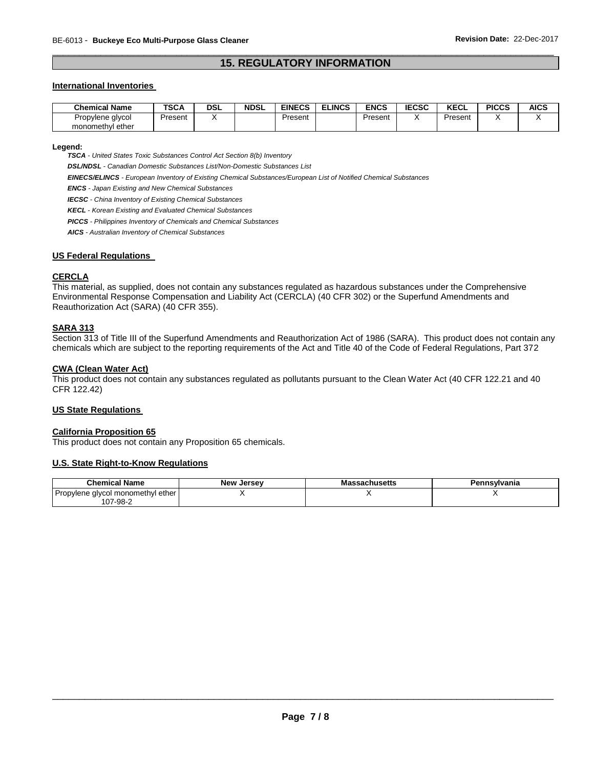## 15. REGULATORY INFORMATION

### International Inventories

| Chemical Name | TSCA | DSL | NDSL | EINECS | ELINCS | ENCS | IECSC | KECL | PICCS | AICS |
|---|---|---|---|---|---|---|---|---|---|---|
| Propylene glycol monomethyl ether | Present | X | | Present | | Present | X | Present | X | X |

**Legend:**

***TSCA*** *- United States Toxic Substances Control Act Section 8(b) Inventory*

***DSL/NDSL*** *- Canadian Domestic Substances List/Non-Domestic Substances List*

***EINECS/ELINCS*** *- European Inventory of Existing Chemical Substances/European List of Notified Chemical Substances*

***ENCS*** *- Japan Existing and New Chemical Substances*

***IECSC*** *- China Inventory of Existing Chemical Substances*

***KECL*** *- Korean Existing and Evaluated Chemical Substances*

***PICCS*** *- Philippines Inventory of Chemicals and Chemical Substances*

***AICS*** *- Australian Inventory of Chemical Substances*

### US Federal Regulations

#### CERCLA

This material, as supplied, does not contain any substances regulated as hazardous substances under the Comprehensive Environmental Response Compensation and Liability Act (CERCLA) (40 CFR 302) or the Superfund Amendments and Reauthorization Act (SARA) (40 CFR 355).

#### SARA 313

Section 313 of Title III of the Superfund Amendments and Reauthorization Act of 1986 (SARA). This product does not contain any chemicals which are subject to the reporting requirements of the Act and Title 40 of the Code of Federal Regulations, Part 372

#### CWA (Clean Water Act)

This product does not contain any substances regulated as pollutants pursuant to the Clean Water Act (40 CFR 122.21 and 40 CFR 122.42)

### US State Regulations

#### California Proposition 65

This product does not contain any Proposition 65 chemicals.

#### U.S. State Right-to-Know Regulations

| Chemical Name | New Jersey | Massachusetts | Pennsylvania |
|---|---|---|---|
| Propylene glycol monomethyl ether 107-98-2 | X | X | X |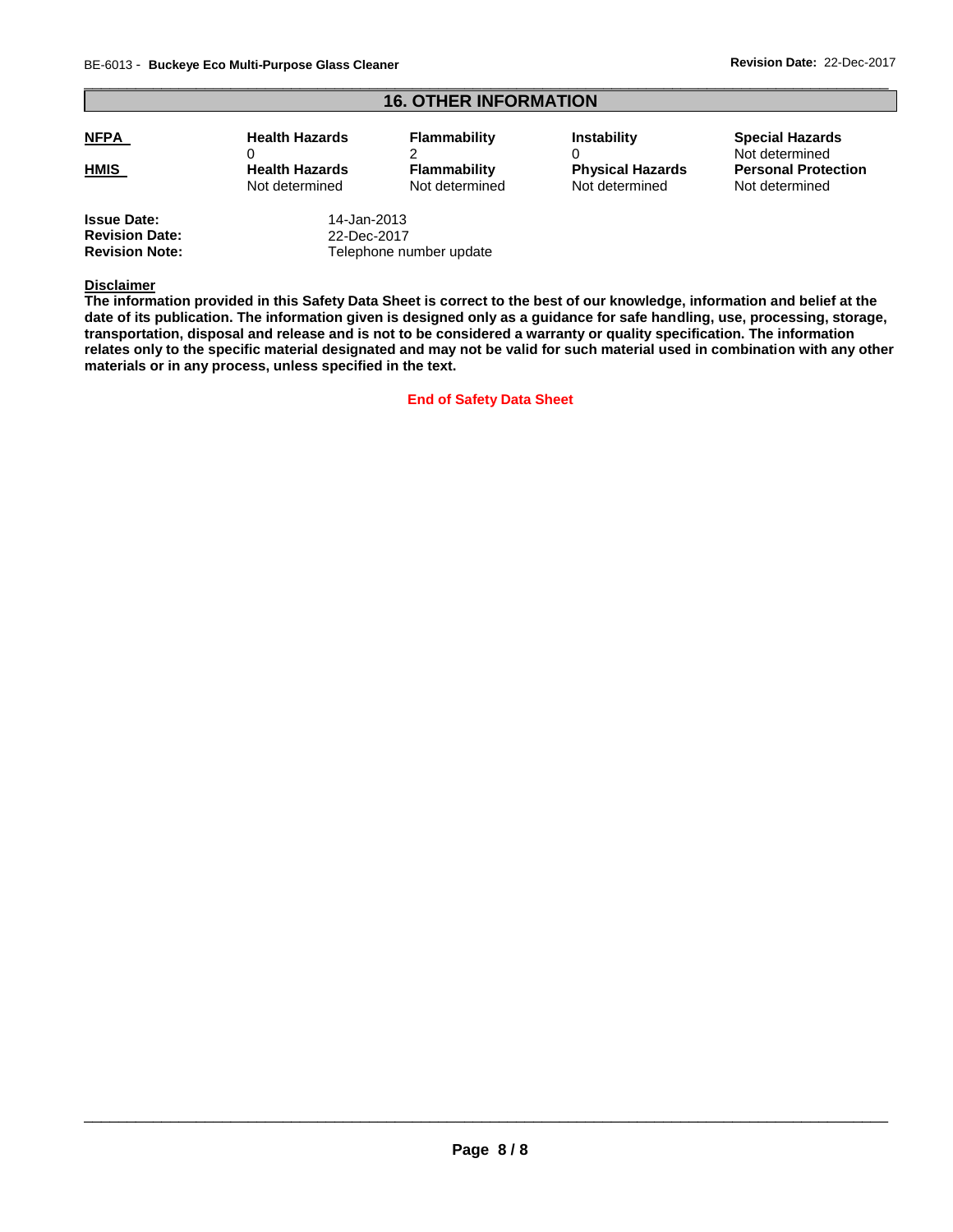## 16. OTHER INFORMATION

| | | | | |
|---|---|---|---|---|
| **NFPA** | **Health Hazards** 0 | **Flammability** 2 | **Instability** 0 | **Special Hazards** Not determined |
| **HMIS** | **Health Hazards** Not determined | **Flammability** Not determined | **Physical Hazards** Not determined | **Personal Protection** Not determined |

**Issue Date:** 14-Jan-2013
**Revision Date:** 22-Dec-2017
**Revision Note:** Telephone number update

**Disclaimer**

**The information provided in this Safety Data Sheet is correct to the best of our knowledge, information and belief at the date of its publication. The information given is designed only as a guidance for safe handling, use, processing, storage, transportation, disposal and release and is not to be considered a warranty or quality specification. The information relates only to the specific material designated and may not be valid for such material used in combination with any other materials or in any process, unless specified in the text.**

**End of Safety Data Sheet**